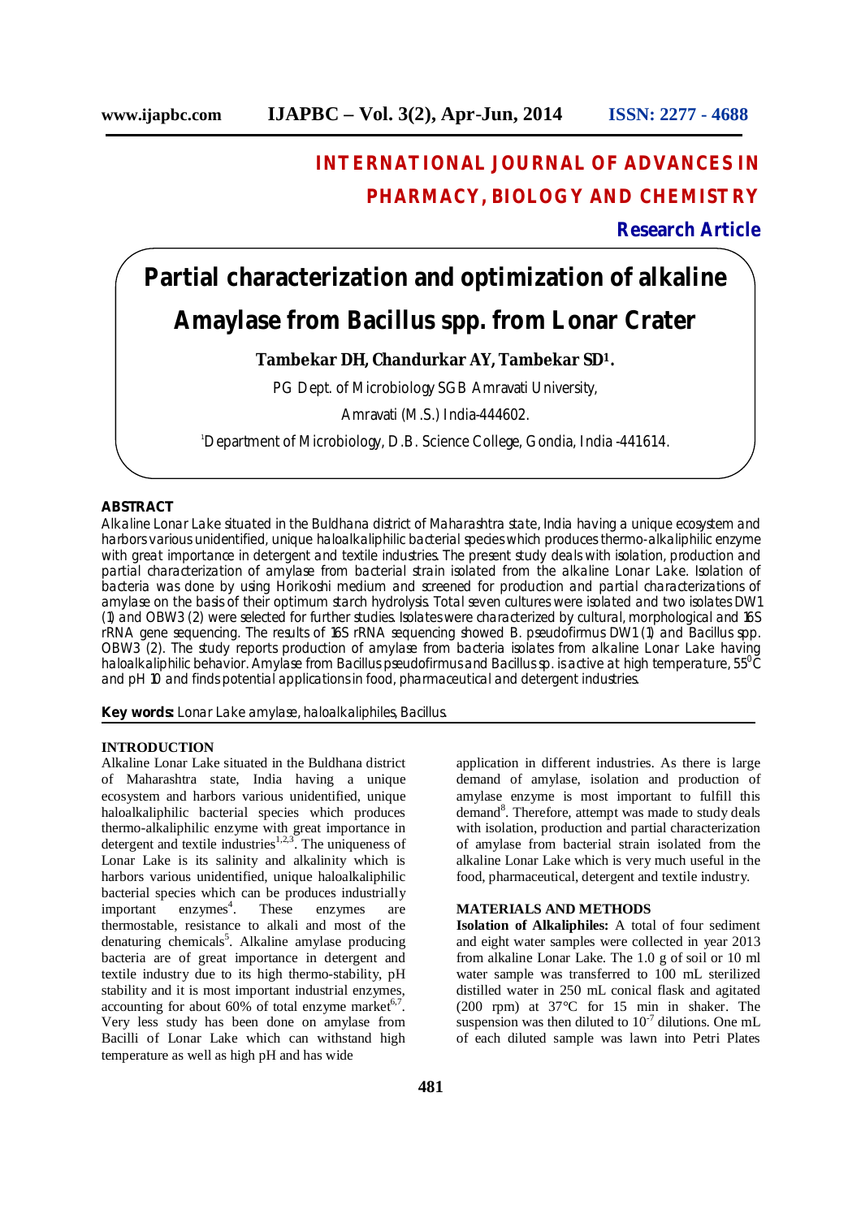# INTERNATIONAL JOURNAL OF ADVANCES IN PHARMACY, BIOLOGY AND CHEMISTRY

**Research Article**

# Partial characterization and optimization of alkaline Amylase from Bacillus spp. from Lonar Crater

**Tambekar DH, Chandurkar AY, Tambekar SD[1].**

PG Dept. of Microbiology SGB Amravati University,

Amravati (M.S.) India-444602.

[1]Department of Microbiology, D.B. Science College, Gondia, India -441614.

## ABSTRACT

Alkaline Lonar Lake situated in the Buldhana district of Maharashtra state, India having a unique ecosystem and harbors various unidentified, unique haloalkaliphilic bacterial species which produces thermo-alkaliphilic enzyme with great importance in detergent and textile industries. The present study deals with isolation, production and partial characterization of amylase from bacterial strain isolated from the alkaline Lonar Lake. Isolation of bacteria was done by using Horikoshi medium and screened for production and partial characterizations of amylase on the basis of their optimum starch hydrolysis. Total seven cultures were isolated and two isolates DW1 (1) and OBW3 (2) were selected for further studies. Isolates were characterized by cultural, morphological and 16S rRNA gene sequencing. The results of 16S rRNA sequencing showed *B. pseudofirmus* DW1 (1) and *Bacillus* spp. OBW3 (2). The study reports production of amylase from bacteria isolates from alkaline Lonar Lake having haloalkaliphilic behavior. Amylase from *Bacillus pseudofirmus* and *Bacillus* sp. is active at high temperature, $55^0$C and pH 10 and finds potential applications in food, pharmaceutical and detergent industries.

**Key words:** Lonar Lake amylase, haloalkaliphiles, Bacillus.

## INTRODUCTION

Alkaline Lonar Lake situated in the Buldhana district of Maharashtra state, India having a unique ecosystem and harbors various unidentified, unique haloalkaliphilic bacterial species which produces thermo-alkaliphilic enzyme with great importance in detergent and textile industries[1,2,3]. The uniqueness of Lonar Lake is its salinity and alkalinity which is harbors various unidentified, unique haloalkaliphilic bacterial species which can be produces industrially important enzymes[4]. These enzymes are thermostable, resistance to alkali and most of the denaturing chemicals[5]. Alkaline amylase producing bacteria are of great importance in detergent and textile industry due to its high thermo-stability, pH stability and it is most important industrial enzymes, accounting for about 60% of total enzyme market[6,7]. Very less study has been done on amylase from Bacilli of Lonar Lake which can withstand high temperature as well as high pH and has wide application in different industries. As there is large demand of amylase, isolation and production of amylase enzyme is most important to fulfill this demand[8]. Therefore, attempt was made to study deals with isolation, production and partial characterization of amylase from bacterial strain isolated from the alkaline Lonar Lake which is very much useful in the food, pharmaceutical, detergent and textile industry.

## MATERIALS AND METHODS

**Isolation of Alkaliphiles:** A total of four sediment and eight water samples were collected in year 2013 from alkaline Lonar Lake. The 1.0 g of soil or 10 ml water sample was transferred to 100 mL sterilized distilled water in 250 mL conical flask and agitated (200 rpm) at 37°C for 15 min in shaker. The suspension was then diluted to $10^{-7}$ dilutions. One mL of each diluted sample was lawn into Petri Plates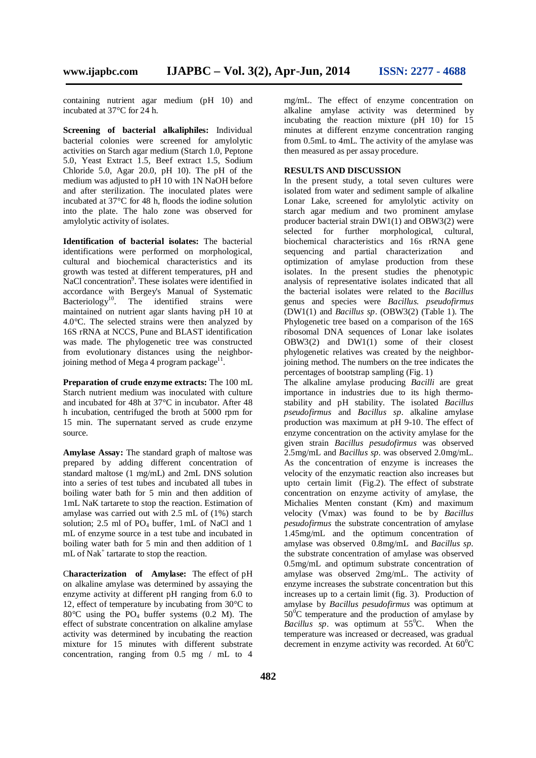containing nutrient agar medium (pH 10) and incubated at 37°C for 24 h.

**Screening of bacterial alkaliphiles:** Individual bacterial colonies were screened for amylolytic activities on Starch agar medium (Starch 1.0, Peptone 5.0, Yeast Extract 1.5, Beef extract 1.5, Sodium Chloride 5.0, Agar 20.0, pH 10). The pH of the medium was adjusted to pH 10 with 1N NaOH before and after sterilization. The inoculated plates were incubated at 37°C for 48 h, floods the iodine solution into the plate. The halo zone was observed for amylolytic activity of isolates.

**Identification of bacterial isolates:** The bacterial identifications were performed on morphological, cultural and biochemical characteristics and its growth was tested at different temperatures, pH and NaCl concentration[9]. These isolates were identified in accordance with Bergey's Manual of Systematic Bacteriology[10]. The identified strains were maintained on nutrient agar slants having pH 10 at 4.0°C. The selected strains were then analyzed by 16S rRNA at NCCS, Pune and BLAST identification was made. The phylogenetic tree was constructed from evolutionary distances using the neighbor-joining method of Mega 4 program package[11].

**Preparation of crude enzyme extracts:** The 100 mL Starch nutrient medium was inoculated with culture and incubated for 48h at 37°C in incubator. After 48 h incubation, centrifuged the broth at 5000 rpm for 15 min. The supernatant served as crude enzyme source.

**Amylase Assay:** The standard graph of maltose was prepared by adding different concentration of standard maltose (1 mg/mL) and 2mL DNS solution into a series of test tubes and incubated all tubes in boiling water bath for 5 min and then addition of 1mL NaK tartarete to stop the reaction. Estimation of amylase was carried out with 2.5 mL of (1%) starch solution; 2.5 ml of $PO_4$ buffer, 1mL of NaCl and 1 mL of enzyme source in a test tube and incubated in boiling water bath for 5 min and then addition of 1 mL of $Nak^+$ tartarate to stop the reaction.

**Characterization of Amylase:** The effect of pH on alkaline amylase was determined by assaying the enzyme activity at different pH ranging from 6.0 to 12, effect of temperature by incubating from 30°C to 80°C using the $PO_4$ buffer systems (0.2 M). The effect of substrate concentration on alkaline amylase activity was determined by incubating the reaction mixture for 15 minutes with different substrate concentration, ranging from 0.5 mg / mL to 4 mg/mL. The effect of enzyme concentration on alkaline amylase activity was determined by incubating the reaction mixture (pH 10) for 15 minutes at different enzyme concentration ranging from 0.5mL to 4mL. The activity of the amylase was then measured as per assay procedure.

**RESULTS AND DISCUSSION**

In the present study, a total seven cultures were isolated from water and sediment sample of alkaline Lonar Lake, screened for amylolytic activity on starch agar medium and two prominent amylase producer bacterial strain DW1(1) and OBW3(2) were selected for further morphological, cultural, biochemical characteristics and 16s rRNA gene sequencing and partial characterization and optimization of amylase production from these isolates. In the present studies the phenotypic analysis of representative isolates indicated that all the bacterial isolates were related to the *Bacillus* genus and species were *Bacillus. pseudofirmus* (DW1(1) and *Bacillus sp*. (OBW3(2) (Table 1). The Phylogenetic tree based on a comparison of the 16S ribosomal DNA sequences of Lonar lake isolates OBW3(2) and DW1(1) some of their closest phylogenetic relatives was created by the neighbor-joining method. The numbers on the tree indicates the percentages of bootstrap sampling (Fig. 1)

The alkaline amylase producing *Bacilli* are great importance in industries due to its high thermo-stability and pH stability. The isolated *Bacillus pseudofirmus* and *Bacillus sp*. alkaline amylase production was maximum at pH 9-10. The effect of enzyme concentration on the activity amylase for the given strain *Bacillus pesudofirmus* was observed 2.5mg/mL and *Bacillus sp*. was observed 2.0mg/mL. As the concentration of enzyme is increases the velocity of the enzymatic reaction also increases but upto certain limit (Fig.2). The effect of substrate concentration on enzyme activity of amylase, the Michalies Menten constant (Km) and maximum velocity (Vmax) was found to be by *Bacillus pesudofirmus* the substrate concentration of amylase 1.45mg/mL and the optimum concentration of amylase was observed 0.8mg/mL and *Bacillus sp.* the substrate concentration of amylase was observed 0.5mg/mL and optimum substrate concentration of amylase was observed 2mg/mL. The activity of enzyme increases the substrate concentration but this increases up to a certain limit (fig. 3). Production of amylase by *Bacillus pesudofirmus* was optimum at 50$^0$C temperature and the production of amylase by *Bacillus sp*. was optimum at 55$^0$C. When the temperature was increased or decreased, was gradual decrement in enzyme activity was recorded. At 60$^0$C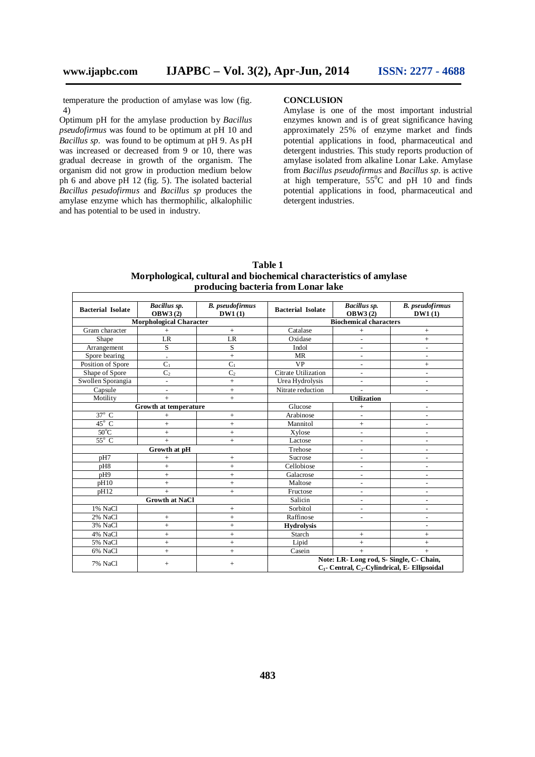temperature the production of amylase was low (fig. 4)

Optimum pH for the amylase production by *Bacillus pseudofirmus* was found to be optimum at pH 10 and *Bacillus sp*. was found to be optimum at pH 9. As pH was increased or decreased from 9 or 10, there was gradual decrease in growth of the organism. The organism did not grow in production medium below ph 6 and above pH 12 (fig. 5). The isolated bacterial *Bacillus pesudofirmus* and *Bacillus sp* produces the amylase enzyme which has thermophilic, alkalophilic and has potential to be used in industry.

## CONCLUSION

Amylase is one of the most important industrial enzymes known and is of great significance having approximately 25% of enzyme market and finds potential applications in food, pharmaceutical and detergent industries. This study reports production of amylase isolated from alkaline Lonar Lake. Amylase from *Bacillus pseudofirmus* and *Bacillus sp.* is active at high temperature, $55^0$C and pH 10 and finds potential applications in food, pharmaceutical and detergent industries.

**Table 1**
**Morphological, cultural and biochemical characteristics of amylase producing bacteria from Lonar lake**

| Bacterial Isolate | *Bacillus sp.* OBW3 (2) | *B. pseudofirmus* DW1 (1) | Bacterial Isolate | *Bacillus sp.* OBW3 (2) | *B. pseudofirmus* DW1 (1) |
|---|---|---|---|---|---|
| **Morphological Character** | | | **Biochemical characters** | | |
| Gram character | + | + | Catalase | + | + |
| Shape | LR | LR | Oxidase | - | + |
| Arrangement | S | S | Indol | - | - |
| Spore bearing | + | + | MR | - | - |
| Position of Spore | $C_1$ | $C_1$ | VP | - | + |
| Shape of Spore | $C_2$ | $C_2$ | Citrate Utilization | - | - |
| Swollen Sporangia | - | + | Urea Hydrolysis | - | - |
| Capsule | - | + | Nitrate reduction | - | - |
| Motility | + | + | **Utilization** | | |
| **Growth at temperature** | | | Glucose | + | - |
| 37° C | + | + | Arabinose | - | - |
| 45° C | + | + | Mannitol | + | - |
| 50°C | + | + | Xylose | - | - |
| 55° C | + | + | Lactose | - | - |
| **Growth at pH** | | | Trehose | - | - |
| pH7 | + | + | Sucrose | - | - |
| pH8 | + | + | Cellobiose | - | - |
| pH9 | + | + | Galacrose | - | - |
| pH10 | + | + | Maltose | - | - |
| pH12 | + | + | Fructose | - | - |
| **Growth at NaCl** | | | Salicin | - | - |
| 1% NaCl | | + | Sorbitol | - | - |
| 2% NaCl | + | + | Raffinose | - | - |
| 3% NaCl | + | + | **Hydrolysis** | | - |
| 4% NaCl | + | + | Starch | + | + |
| 5% NaCl | + | + | Lipid | + | + |
| 6% NaCl | + | + | Casein | + | + |
| 7% NaCl | + | + | **Note: LR- Long rod, S- Single, C- Chain, $C_1$- Central, $C_2$-Cylindrical, E- Ellipsoidal** | | |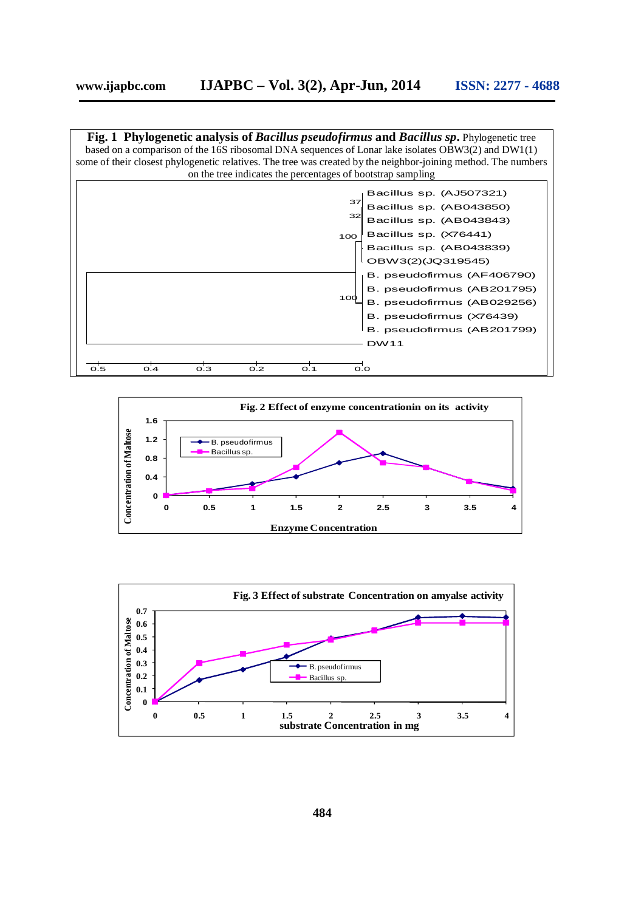**Fig. 1 Phylogenetic analysis of *Bacillus pseudofirmus* and *Bacillus sp*.** Phylogenetic tree based on a comparison of the 16S ribosomal DNA sequences of Lonar lake isolates OBW3(2) and DW1(1) some of their closest phylogenetic relatives. The tree was created by the neighbor-joining method. The numbers on the tree indicates the percentages of bootstrap sampling

Bacillus sp. (AJ507321)
Bacillus sp. (AB043850)
Bacillus sp. (AB043843)
Bacillus sp. (X76441)
Bacillus sp. (AB043839)
OBW3(2)(JQ319545)
B. pseudofirmus (AF406790)
B. pseudofirmus (AB201795)
B. pseudofirmus (AB029256)
B. pseudofirmus (X76439)
B. pseudofirmus (AB201799)
DW11

**Fig. 2 Effect of enzyme concentrationin on its activity**

Concentration of Maltose vs. Enzyme Concentration (B. pseudofirmus; Bacillus sp.)

**Fig. 3 Effect of substrate Concentration on amylase activity**

Concentration of Maltose vs. substrate Concentration in mg (B. pseudofirmus; Bacillus sp.)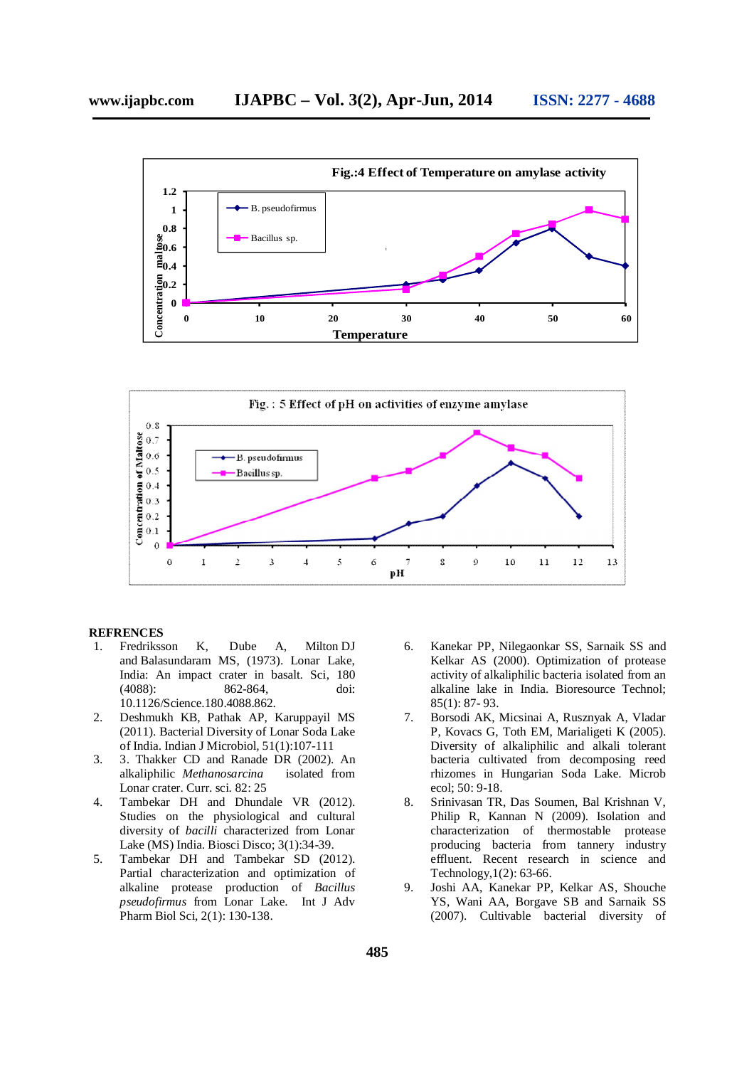Fig.:4 Effect of Temperature on amylase activity

Fig. : 5 Effect of pH on activities of enzyme amylase

## REFRENCES

1. Fredriksson K, Dube A, Milton DJ and Balasundaram MS, (1973). Lonar Lake, India: An impact crater in basalt. Sci, 180 (4088): 862-864, doi: 10.1126/Science.180.4088.862.
2. Deshmukh KB, Pathak AP, Karuppayil MS (2011). Bacterial Diversity of Lonar Soda Lake of India. Indian J Microbiol, 51(1):107-111
3. 3. Thakker CD and Ranade DR (2002). An alkaliphilic *Methanosarcina* isolated from Lonar crater. Curr. sci. 82: 25
4. Tambekar DH and Dhundale VR (2012). Studies on the physiological and cultural diversity of *bacilli* characterized from Lonar Lake (MS) India. Biosci Disco; 3(1):34-39.
5. Tambekar DH and Tambekar SD (2012). Partial characterization and optimization of alkaline protease production of *Bacillus pseudofirmus* from Lonar Lake. Int J Adv Pharm Biol Sci, 2(1): 130-138.
6. Kanekar PP, Nilegaonkar SS, Sarnaik SS and Kelkar AS (2000). Optimization of protease activity of alkaliphilic bacteria isolated from an alkaline lake in India. Bioresource Technol; 85(1): 87- 93.
7. Borsodi AK, Micsinai A, Rusznyak A, Vladar P, Kovacs G, Toth EM, Marialigeti K (2005). Diversity of alkaliphilic and alkali tolerant bacteria cultivated from decomposing reed rhizomes in Hungarian Soda Lake. Microb ecol; 50: 9-18.
8. Srinivasan TR, Das Soumen, Bal Krishnan V, Philip R, Kannan N (2009). Isolation and characterization of thermostable protease producing bacteria from tannery industry effluent. Recent research in science and Technology,1(2): 63-66.
9. Joshi AA, Kanekar PP, Kelkar AS, Shouche YS, Wani AA, Borgave SB and Sarnaik SS (2007). Cultivable bacterial diversity of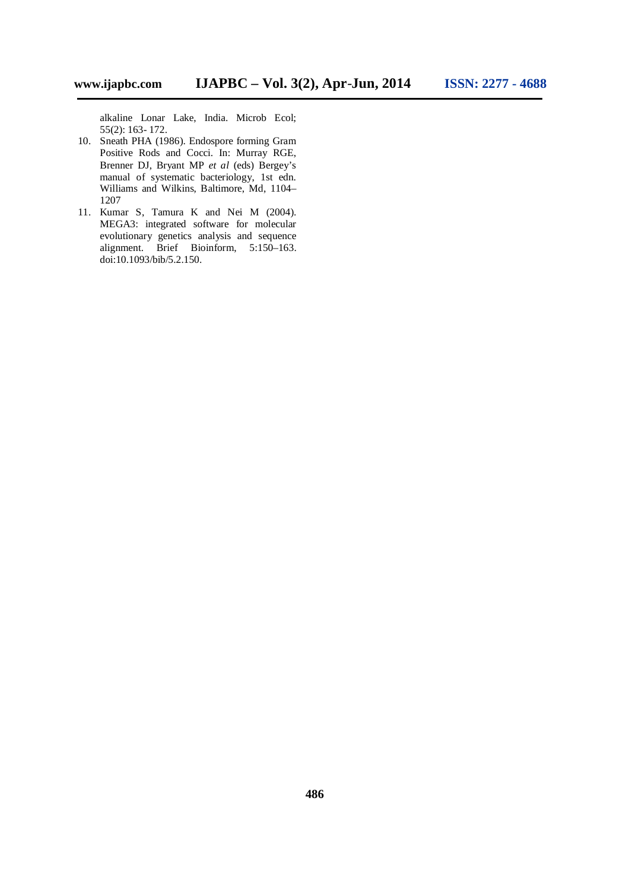alkaline Lonar Lake, India. Microb Ecol; 55(2): 163- 172.

10. Sneath PHA (1986). Endospore forming Gram Positive Rods and Cocci. In: Murray RGE, Brenner DJ, Bryant MP *et al* (eds) Bergey's manual of systematic bacteriology, 1st edn. Williams and Wilkins, Baltimore, Md, 1104–1207
11. Kumar S, Tamura K and Nei M (2004). MEGA3: integrated software for molecular evolutionary genetics analysis and sequence alignment. Brief Bioinform, 5:150–163. doi:10.1093/bib/5.2.150.